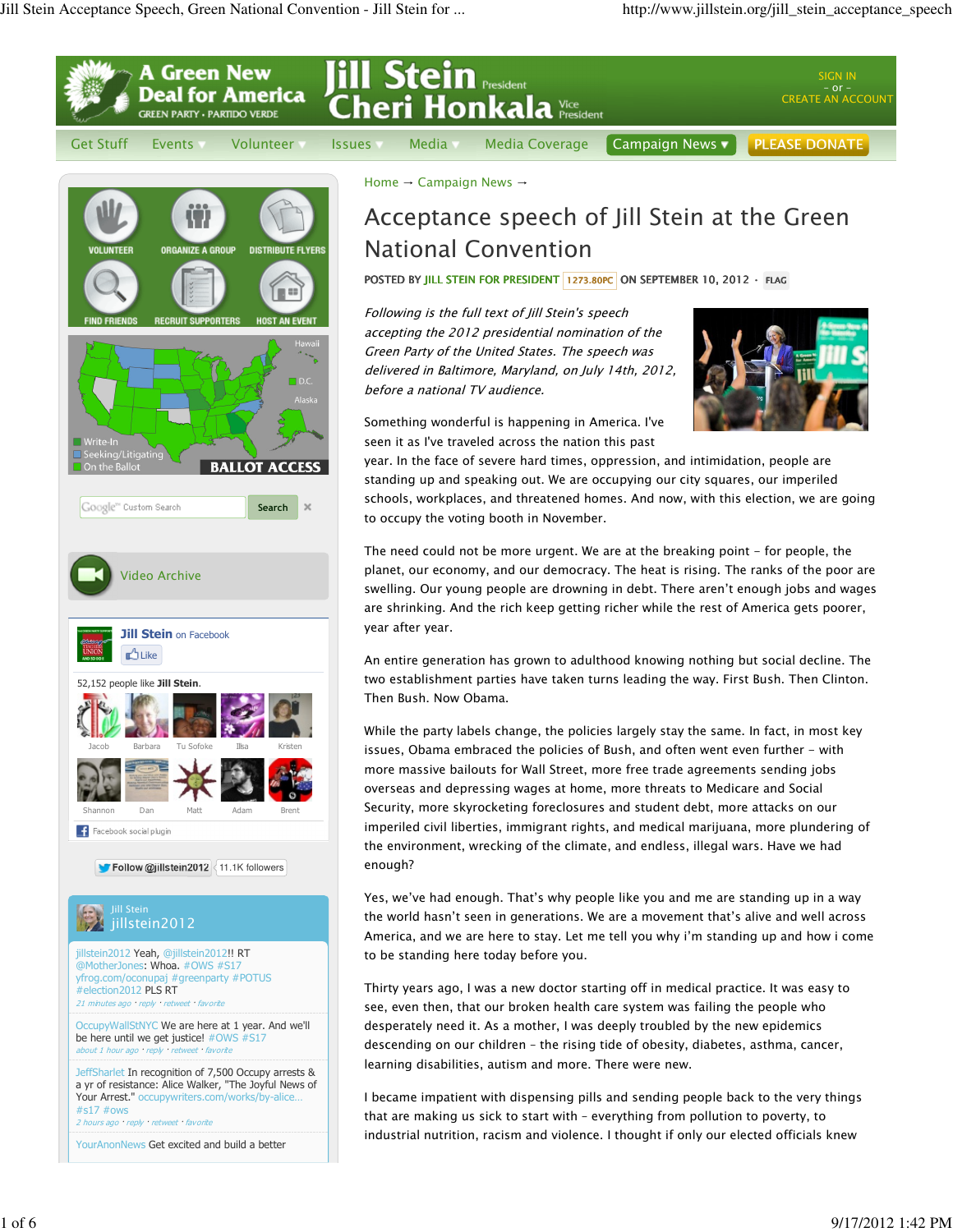# Acceptance speech of Jill Stein at the Green National Convention

POSTED BY JILL STEIN FOR PRESIDENT 1273.80PC ON SEPTEMBER 10, 2012 · FLAG

*Following is the full text of Jill Stein's speech accepting the 2012 presidential nomination of the Green Party of the United States. The speech was delivered in Baltimore, Maryland, on July 14th, 2012, before a national TV audience.*

Something wonderful is happening in America. I've seen it as I've traveled across the nation this past year. In the face of severe hard times, oppression, and intimidation, people are standing up and speaking out. We are occupying our city squares, our imperiled schools, workplaces, and threatened homes. And now, with this election, we are going to occupy the voting booth in November.

The need could not be more urgent. We are at the breaking point – for people, the planet, our economy, and our democracy. The heat is rising. The ranks of the poor are swelling. Our young people are drowning in debt. There aren't enough jobs and wages are shrinking. And the rich keep getting richer while the rest of America gets poorer, year after year.

An entire generation has grown to adulthood knowing nothing but social decline. The two establishment parties have taken turns leading the way. First Bush. Then Clinton. Then Bush. Now Obama.

While the party labels change, the policies largely stay the same. In fact, in most key issues, Obama embraced the policies of Bush, and often went even further – with more massive bailouts for Wall Street, more free trade agreements sending jobs overseas and depressing wages at home, more threats to Medicare and Social Security, more skyrocketing foreclosures and student debt, more attacks on our imperiled civil liberties, immigrant rights, and medical marijuana, more plundering of the environment, wrecking of the climate, and endless, illegal wars. Have we had enough?

Yes, we've had enough. That's why people like you and me are standing up in a way the world hasn't seen in generations. We are a movement that's alive and well across America, and we are here to stay. Let me tell you why i'm standing up and how i come to be standing here today before you.

Thirty years ago, I was a new doctor starting off in medical practice. It was easy to see, even then, that our broken health care system was failing the people who desperately need it. As a mother, I was deeply troubled by the new epidemics descending on our children – the rising tide of obesity, diabetes, asthma, cancer, learning disabilities, autism and more. There were new.

I became impatient with dispensing pills and sending people back to the very things that are making us sick to start with – everything from pollution to poverty, to industrial nutrition, racism and violence. I thought if only our elected officials knew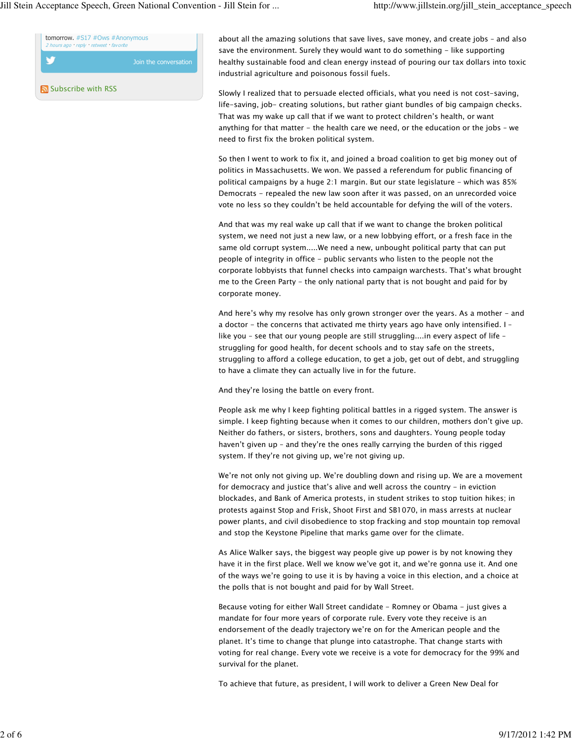tomorrow. #S17 #Ows #Anonymous
2 hours ago · reply · retweet · favorite

Join the conversation

Subscribe with RSS

about all the amazing solutions that save lives, save money, and create jobs – and also save the environment. Surely they would want to do something – like supporting healthy sustainable food and clean energy instead of pouring our tax dollars into toxic industrial agriculture and poisonous fossil fuels.

Slowly I realized that to persuade elected officials, what you need is not cost-saving, life-saving, job- creating solutions, but rather giant bundles of big campaign checks. That was my wake up call that if we want to protect children's health, or want anything for that matter – the health care we need, or the education or the jobs – we need to first fix the broken political system.

So then I went to work to fix it, and joined a broad coalition to get big money out of politics in Massachusetts. We won. We passed a referendum for public financing of political campaigns by a huge 2:1 margin. But our state legislature – which was 85% Democrats – repealed the new law soon after it was passed, on an unrecorded voice vote no less so they couldn't be held accountable for defying the will of the voters.

And that was my real wake up call that if we want to change the broken political system, we need not just a new law, or a new lobbying effort, or a fresh face in the same old corrupt system.....We need a new, unbought political party that can put people of integrity in office – public servants who listen to the people not the corporate lobbyists that funnel checks into campaign warchests. That's what brought me to the Green Party – the only national party that is not bought and paid for by corporate money.

And here's why my resolve has only grown stronger over the years. As a mother – and a doctor – the concerns that activated me thirty years ago have only intensified. I – like you – see that our young people are still struggling....in every aspect of life – struggling for good health, for decent schools and to stay safe on the streets, struggling to afford a college education, to get a job, get out of debt, and struggling to have a climate they can actually live in for the future.

And they're losing the battle on every front.

People ask me why I keep fighting political battles in a rigged system. The answer is simple. I keep fighting because when it comes to our children, mothers don't give up. Neither do fathers, or sisters, brothers, sons and daughters. Young people today haven't given up – and they're the ones really carrying the burden of this rigged system. If they're not giving up, we're not giving up.

We're not only not giving up. We're doubling down and rising up. We are a movement for democracy and justice that's alive and well across the country – in eviction blockades, and Bank of America protests, in student strikes to stop tuition hikes; in protests against Stop and Frisk, Shoot First and SB1070, in mass arrests at nuclear power plants, and civil disobedience to stop fracking and stop mountain top removal and stop the Keystone Pipeline that marks game over for the climate.

As Alice Walker says, the biggest way people give up power is by not knowing they have it in the first place. Well we know we've got it, and we're gonna use it. And one of the ways we're going to use it is by having a voice in this election, and a choice at the polls that is not bought and paid for by Wall Street.

Because voting for either Wall Street candidate – Romney or Obama – just gives a mandate for four more years of corporate rule. Every vote they receive is an endorsement of the deadly trajectory we're on for the American people and the planet. It's time to change that plunge into catastrophe. That change starts with voting for real change. Every vote we receive is a vote for democracy for the 99% and survival for the planet.

To achieve that future, as president, I will work to deliver a Green New Deal for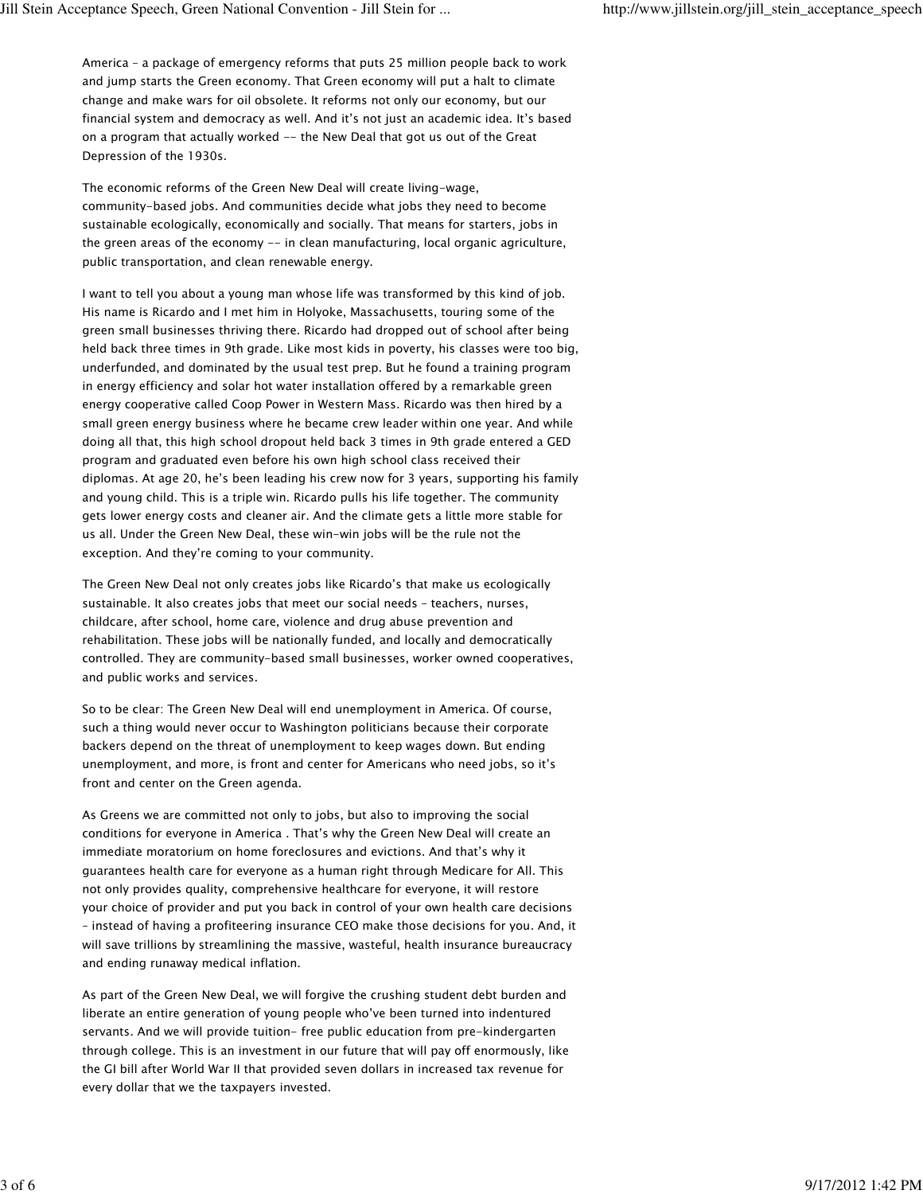America – a package of emergency reforms that puts 25 million people back to work and jump starts the Green economy. That Green economy will put a halt to climate change and make wars for oil obsolete. It reforms not only our economy, but our financial system and democracy as well. And it's not just an academic idea. It's based on a program that actually worked -- the New Deal that got us out of the Great Depression of the 1930s.

The economic reforms of the Green New Deal will create living-wage, community-based jobs. And communities decide what jobs they need to become sustainable ecologically, economically and socially. That means for starters, jobs in the green areas of the economy -- in clean manufacturing, local organic agriculture, public transportation, and clean renewable energy.

I want to tell you about a young man whose life was transformed by this kind of job. His name is Ricardo and I met him in Holyoke, Massachusetts, touring some of the green small businesses thriving there. Ricardo had dropped out of school after being held back three times in 9th grade. Like most kids in poverty, his classes were too big, underfunded, and dominated by the usual test prep. But he found a training program in energy efficiency and solar hot water installation offered by a remarkable green energy cooperative called Coop Power in Western Mass. Ricardo was then hired by a small green energy business where he became crew leader within one year. And while doing all that, this high school dropout held back 3 times in 9th grade entered a GED program and graduated even before his own high school class received their diplomas. At age 20, he's been leading his crew now for 3 years, supporting his family and young child. This is a triple win. Ricardo pulls his life together. The community gets lower energy costs and cleaner air. And the climate gets a little more stable for us all. Under the Green New Deal, these win-win jobs will be the rule not the exception. And they're coming to your community.

The Green New Deal not only creates jobs like Ricardo's that make us ecologically sustainable. It also creates jobs that meet our social needs – teachers, nurses, childcare, after school, home care, violence and drug abuse prevention and rehabilitation. These jobs will be nationally funded, and locally and democratically controlled. They are community-based small businesses, worker owned cooperatives, and public works and services.

So to be clear: The Green New Deal will end unemployment in America. Of course, such a thing would never occur to Washington politicians because their corporate backers depend on the threat of unemployment to keep wages down. But ending unemployment, and more, is front and center for Americans who need jobs, so it's front and center on the Green agenda.

As Greens we are committed not only to jobs, but also to improving the social conditions for everyone in America . That's why the Green New Deal will create an immediate moratorium on home foreclosures and evictions. And that's why it guarantees health care for everyone as a human right through Medicare for All. This not only provides quality, comprehensive healthcare for everyone, it will restore your choice of provider and put you back in control of your own health care decisions – instead of having a profiteering insurance CEO make those decisions for you. And, it will save trillions by streamlining the massive, wasteful, health insurance bureaucracy and ending runaway medical inflation.

As part of the Green New Deal, we will forgive the crushing student debt burden and liberate an entire generation of young people who've been turned into indentured servants. And we will provide tuition- free public education from pre-kindergarten through college. This is an investment in our future that will pay off enormously, like the GI bill after World War II that provided seven dollars in increased tax revenue for every dollar that we the taxpayers invested.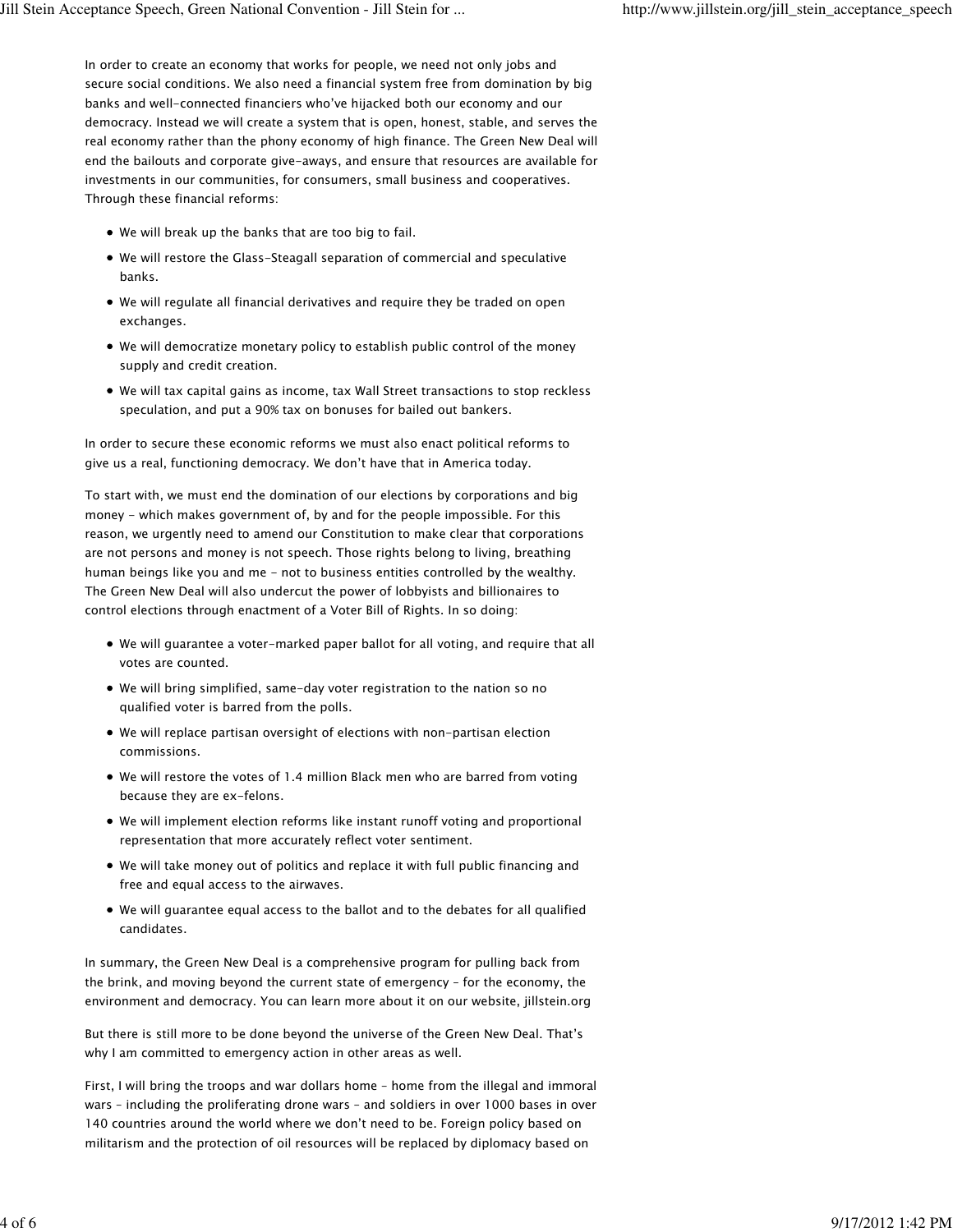In order to create an economy that works for people, we need not only jobs and secure social conditions. We also need a financial system free from domination by big banks and well-connected financiers who've hijacked both our economy and our democracy. Instead we will create a system that is open, honest, stable, and serves the real economy rather than the phony economy of high finance. The Green New Deal will end the bailouts and corporate give-aways, and ensure that resources are available for investments in our communities, for consumers, small business and cooperatives. Through these financial reforms:

- We will break up the banks that are too big to fail.
- We will restore the Glass-Steagall separation of commercial and speculative banks.
- We will regulate all financial derivatives and require they be traded on open exchanges.
- We will democratize monetary policy to establish public control of the money supply and credit creation.
- We will tax capital gains as income, tax Wall Street transactions to stop reckless speculation, and put a 90% tax on bonuses for bailed out bankers.

In order to secure these economic reforms we must also enact political reforms to give us a real, functioning democracy. We don't have that in America today.

To start with, we must end the domination of our elections by corporations and big money - which makes government of, by and for the people impossible. For this reason, we urgently need to amend our Constitution to make clear that corporations are not persons and money is not speech. Those rights belong to living, breathing human beings like you and me - not to business entities controlled by the wealthy. The Green New Deal will also undercut the power of lobbyists and billionaires to control elections through enactment of a Voter Bill of Rights. In so doing:

- We will guarantee a voter-marked paper ballot for all voting, and require that all votes are counted.
- We will bring simplified, same-day voter registration to the nation so no qualified voter is barred from the polls.
- We will replace partisan oversight of elections with non-partisan election commissions.
- We will restore the votes of 1.4 million Black men who are barred from voting because they are ex-felons.
- We will implement election reforms like instant runoff voting and proportional representation that more accurately reflect voter sentiment.
- We will take money out of politics and replace it with full public financing and free and equal access to the airwaves.
- We will guarantee equal access to the ballot and to the debates for all qualified candidates.

In summary, the Green New Deal is a comprehensive program for pulling back from the brink, and moving beyond the current state of emergency – for the economy, the environment and democracy. You can learn more about it on our website, jillstein.org

But there is still more to be done beyond the universe of the Green New Deal. That's why I am committed to emergency action in other areas as well.

First, I will bring the troops and war dollars home – home from the illegal and immoral wars – including the proliferating drone wars – and soldiers in over 1000 bases in over 140 countries around the world where we don't need to be. Foreign policy based on militarism and the protection of oil resources will be replaced by diplomacy based on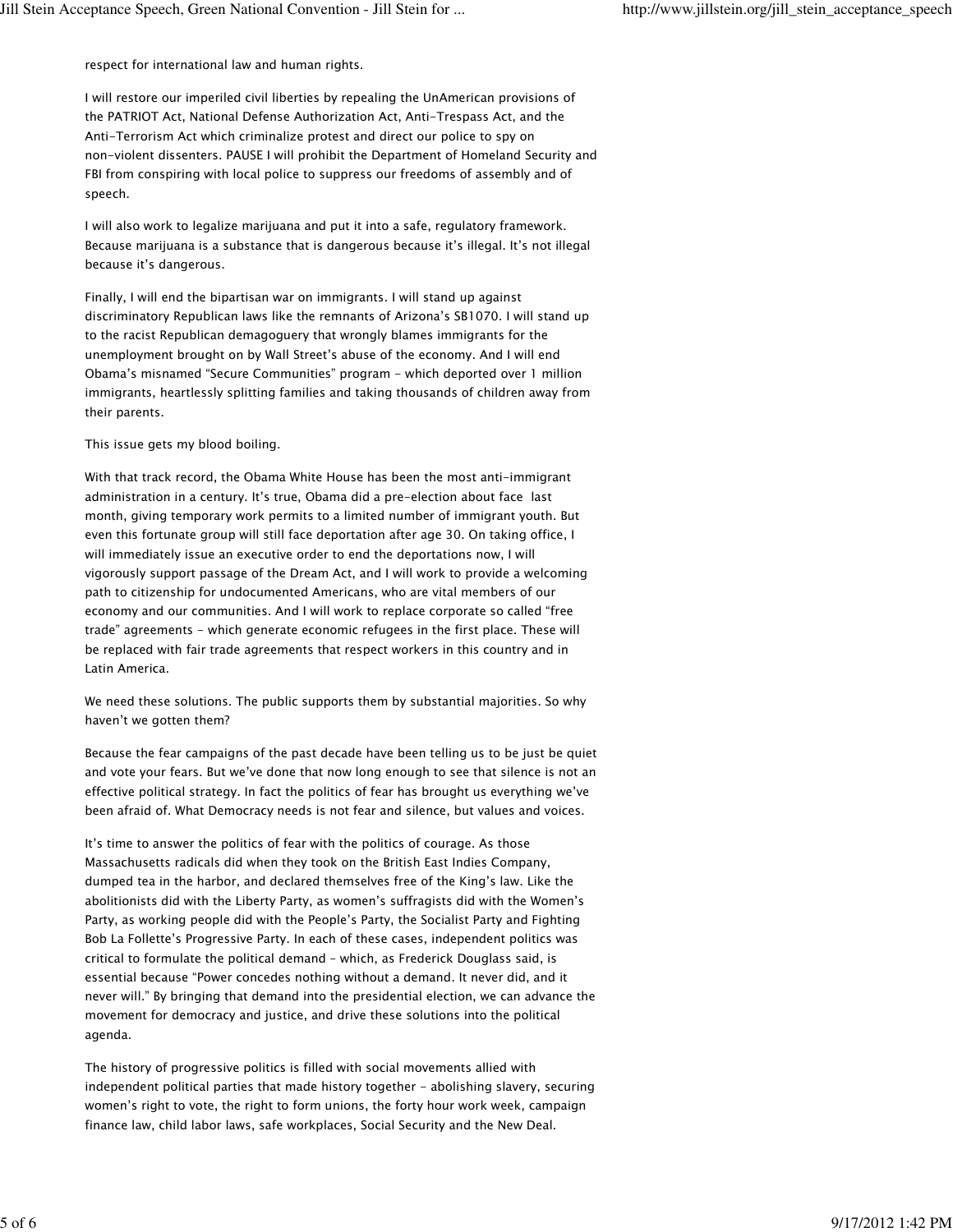respect for international law and human rights.

I will restore our imperiled civil liberties by repealing the UnAmerican provisions of the PATRIOT Act, National Defense Authorization Act, Anti-Trespass Act, and the Anti-Terrorism Act which criminalize protest and direct our police to spy on non-violent dissenters. PAUSE I will prohibit the Department of Homeland Security and FBI from conspiring with local police to suppress our freedoms of assembly and of speech.

I will also work to legalize marijuana and put it into a safe, regulatory framework. Because marijuana is a substance that is dangerous because it's illegal. It's not illegal because it's dangerous.

Finally, I will end the bipartisan war on immigrants. I will stand up against discriminatory Republican laws like the remnants of Arizona's SB1070. I will stand up to the racist Republican demagoguery that wrongly blames immigrants for the unemployment brought on by Wall Street's abuse of the economy. And I will end Obama's misnamed "Secure Communities" program - which deported over 1 million immigrants, heartlessly splitting families and taking thousands of children away from their parents.

This issue gets my blood boiling.

With that track record, the Obama White House has been the most anti-immigrant administration in a century. It's true, Obama did a pre-election about face last month, giving temporary work permits to a limited number of immigrant youth. But even this fortunate group will still face deportation after age 30. On taking office, I will immediately issue an executive order to end the deportations now, I will vigorously support passage of the Dream Act, and I will work to provide a welcoming path to citizenship for undocumented Americans, who are vital members of our economy and our communities. And I will work to replace corporate so called "free trade" agreements - which generate economic refugees in the first place. These will be replaced with fair trade agreements that respect workers in this country and in Latin America.

We need these solutions. The public supports them by substantial majorities. So why haven't we gotten them?

Because the fear campaigns of the past decade have been telling us to be just be quiet and vote your fears. But we've done that now long enough to see that silence is not an effective political strategy. In fact the politics of fear has brought us everything we've been afraid of. What Democracy needs is not fear and silence, but values and voices.

It's time to answer the politics of fear with the politics of courage. As those Massachusetts radicals did when they took on the British East Indies Company, dumped tea in the harbor, and declared themselves free of the King's law. Like the abolitionists did with the Liberty Party, as women's suffragists did with the Women's Party, as working people did with the People's Party, the Socialist Party and Fighting Bob La Follette's Progressive Party. In each of these cases, independent politics was critical to formulate the political demand – which, as Frederick Douglass said, is essential because "Power concedes nothing without a demand. It never did, and it never will." By bringing that demand into the presidential election, we can advance the movement for democracy and justice, and drive these solutions into the political agenda.

The history of progressive politics is filled with social movements allied with independent political parties that made history together - abolishing slavery, securing women's right to vote, the right to form unions, the forty hour work week, campaign finance law, child labor laws, safe workplaces, Social Security and the New Deal.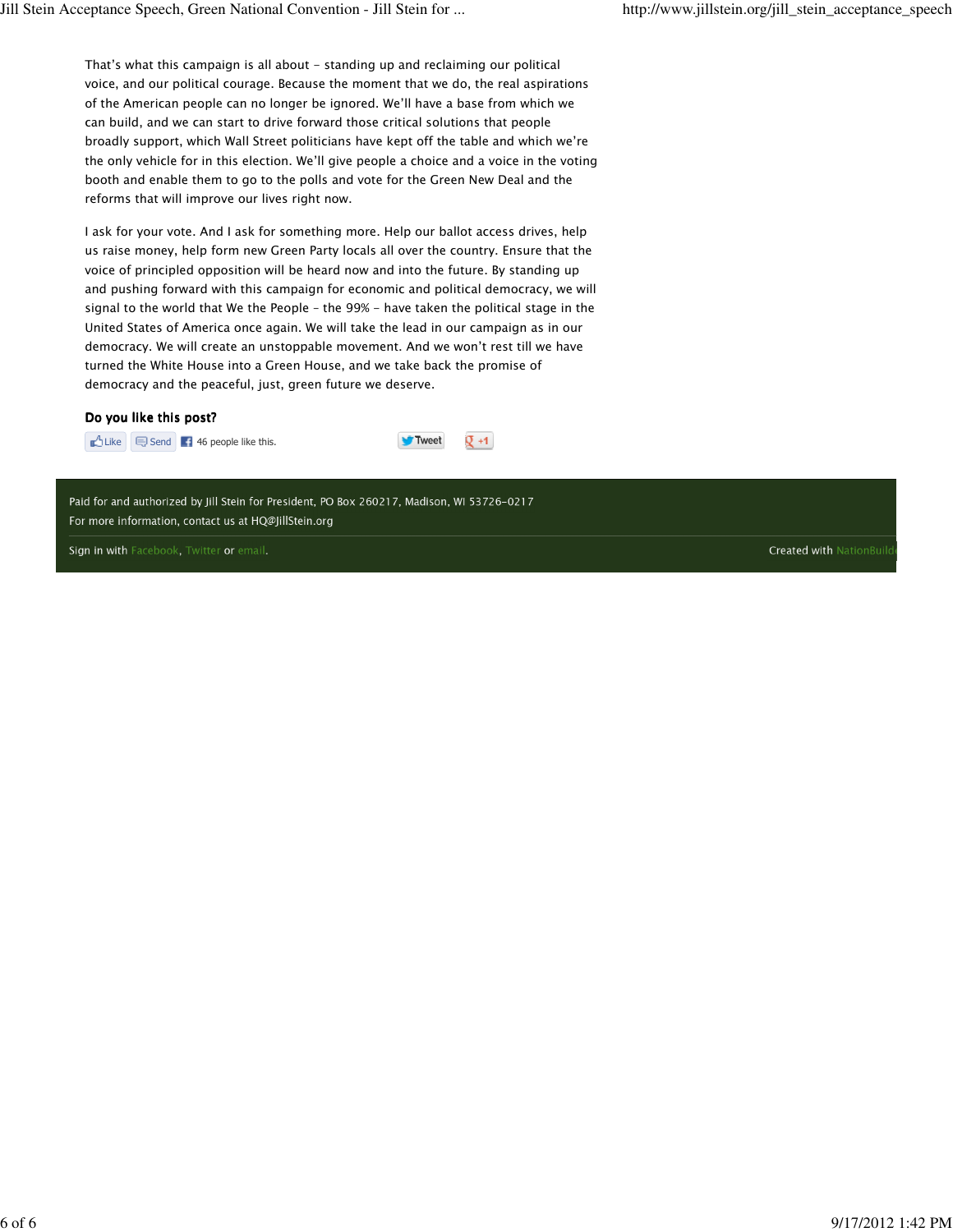That's what this campaign is all about – standing up and reclaiming our political voice, and our political courage. Because the moment that we do, the real aspirations of the American people can no longer be ignored. We'll have a base from which we can build, and we can start to drive forward those critical solutions that people broadly support, which Wall Street politicians have kept off the table and which we're the only vehicle for in this election. We'll give people a choice and a voice in the voting booth and enable them to go to the polls and vote for the Green New Deal and the reforms that will improve our lives right now.

I ask for your vote. And I ask for something more. Help our ballot access drives, help us raise money, help form new Green Party locals all over the country. Ensure that the voice of principled opposition will be heard now and into the future. By standing up and pushing forward with this campaign for economic and political democracy, we will signal to the world that We the People – the 99% – have taken the political stage in the United States of America once again. We will take the lead in our campaign as in our democracy. We will create an unstoppable movement. And we won't rest till we have turned the White House into a Green House, and we take back the promise of democracy and the peaceful, just, green future we deserve.

**Do you like this post?**

Like Send 46 people like this. Tweet +1

Paid for and authorized by Jill Stein for President, PO Box 260217, Madison, WI 53726-0217
For more information, contact us at HQ@JillStein.org

Sign in with Facebook, Twitter or email.

Created with NationBuilder